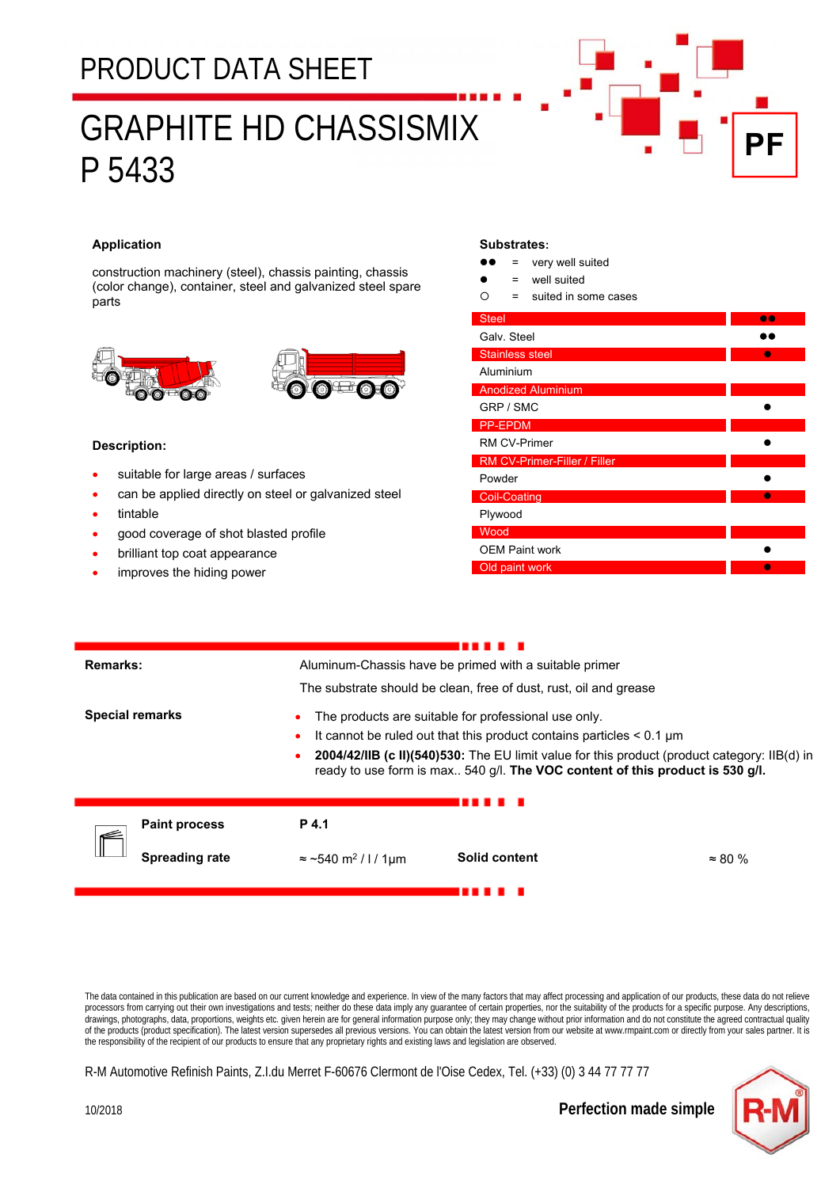# PRODUCT DATA SHEET

# GRAPHITE HD CHASSISMIX P 5433

PF

## Application

construction machinery (steel), chassis painting, chassis (color change), container, steel and galvanized steel spare parts

## Substrates:

●● = very well suited
● = well suited
○ = suited in some cases

| Substrate | Suitability |
|---|---|
| Steel | ●● |
| Galv. Steel | ●● |
| Stainless steel | ● |
| Aluminium | |
| Anodized Aluminium | |
| GRP / SMC | ● |
| PP-EPDM | |
| RM CV-Primer | ● |
| RM CV-Primer-Filler / Filler | |
| Powder | ● |
| Coil-Coating | ● |
| Plywood | |
| Wood | |
| OEM Paint work | ● |
| Old paint work | ● |

## Description:

- suitable for large areas / surfaces
- can be applied directly on steel or galvanized steel
- tintable
- good coverage of shot blasted profile
- brilliant top coat appearance
- improves the hiding power

**Remarks:**

Aluminum-Chassis have be primed with a suitable primer

The substrate should be clean, free of dust, rust, oil and grease

**Special remarks**

- The products are suitable for professional use only.
- It cannot be ruled out that this product contains particles < 0.1 µm
- **2004/42/IIB (c II)(540)530:** The EU limit value for this product (product category: IIB(d) in ready to use form is max.. 540 g/l. **The VOC content of this product is 530 g/l.**

| | | | |
|---|---|---|---|
| **Paint process** | P 4.1 | | |
| **Spreading rate** | ≈ ~540 $m^2$ / l / 1µm | **Solid content** | ≈ 80 % |

The data contained in this publication are based on our current knowledge and experience. In view of the many factors that may affect processing and application of our products, these data do not relieve processors from carrying out their own investigations and tests; neither do these data imply any guarantee of certain properties, nor the suitability of the products for a specific purpose. Any descriptions, drawings, photographs, data, proportions, weights etc. given herein are for general information purpose only; they may change without prior information and do not constitute the agreed contractual quality of the products (product specification). The latest version supersedes all previous versions. You can obtain the latest version from our website at www.rmpaint.com or directly from your sales partner. It is the responsibility of the recipient of our products to ensure that any proprietary rights and existing laws and legislation are observed.

R-M Automotive Refinish Paints, Z.I.du Merret F-60676 Clermont de l'Oise Cedex, Tel. (+33) (0) 3 44 77 77 77

10/2018

Perfection made simple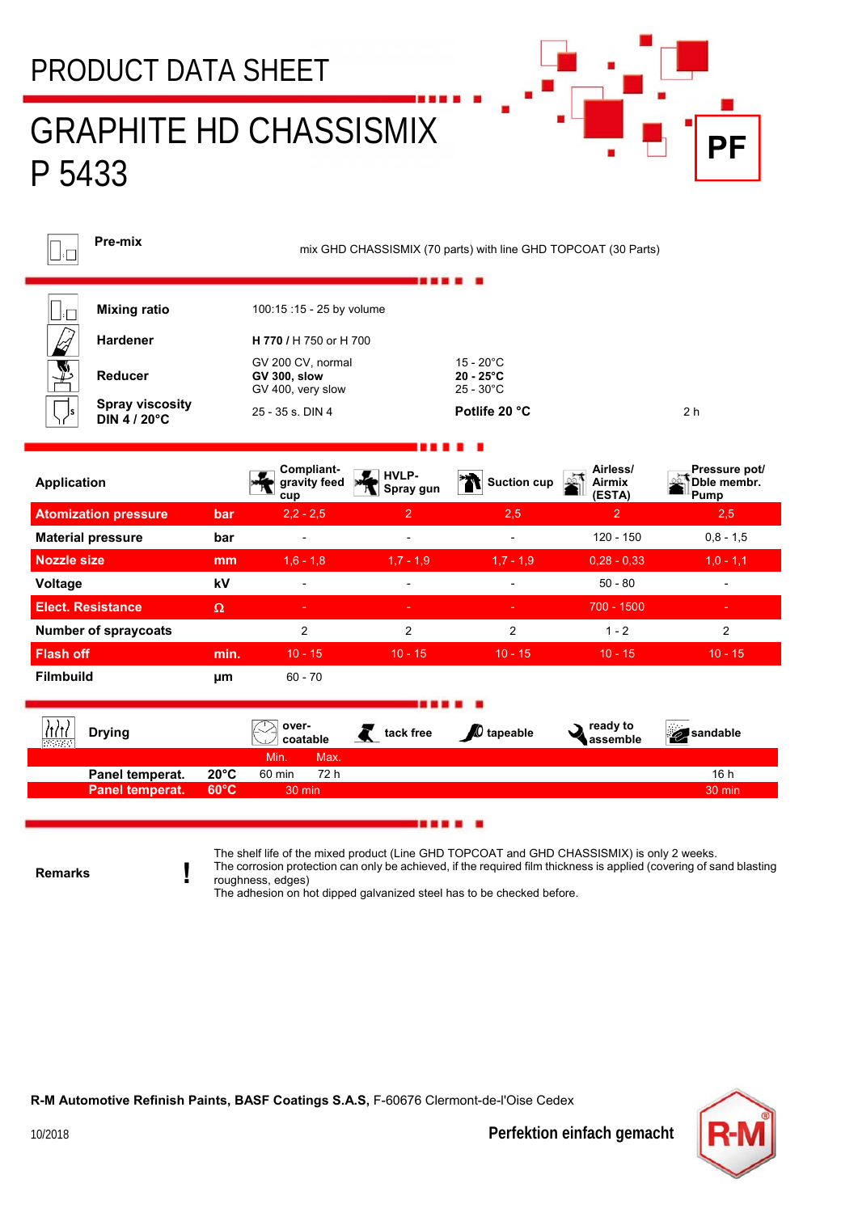# PRODUCT DATA SHEET

# GRAPHITE HD CHASSISMIX P 5433

PF

**Pre-mix** mix GHD CHASSISMIX (70 parts) with line GHD TOPCOAT (30 Parts)

| | | | |
|---|---|---|---|
| **Mixing ratio** | 100:15 :15 - 25 by volume | | |
| **Hardener** | **H 770 /** H 750 or H 700 | | |
| **Reducer** | GV 200 CV, normal<br>**GV 300, slow**<br>GV 400, very slow | 15 - 20°C<br>**20 - 25°C**<br>25 - 30°C | |
| **Spray viscosity DIN 4 / 20°C** | 25 - 35 s. DIN 4 | **Potlife 20 °C** | 2 h |

| **Application** | | **Compliant-gravity feed cup** | **HVLP-Spray gun** | **Suction cup** | **Airless/ Airmix (ESTA)** | **Pressure pot/ Dble membr. Pump** |
|---|---|---|---|---|---|---|
| **Atomization pressure** | **bar** | 2,2 - 2,5 | 2 | 2,5 | 2 | 2,5 |
| **Material pressure** | **bar** | - | - | - | 120 - 150 | 0,8 - 1,5 |
| **Nozzle size** | **mm** | 1,6 - 1,8 | 1,7 - 1,9 | 1,7 - 1,9 | 0,28 - 0,33 | 1,0 - 1,1 |
| **Voltage** | **kV** | - | - | - | 50 - 80 | - |
| **Elect. Resistance** | **Ω** | - | - | - | 700 - 1500 | - |
| **Number of spraycoats** | | 2 | 2 | 2 | 1 - 2 | 2 |
| **Flash off** | **min.** | 10 - 15 | 10 - 15 | 10 - 15 | 10 - 15 | 10 - 15 |
| **Filmbuild** | **µm** | 60 - 70 | | | | |

| **Drying** | | **over-coatable** Min. | Max. | **tack free** | **tapeable** | **ready to assemble** | **sandable** |
|---|---|---|---|---|---|---|---|
| **Panel temperat.** | **20°C** | 60 min | 72 h | | | | 16 h |
| **Panel temperat.** | **60°C** | 30 min | | | | | 30 min |

**Remarks** **!**

The shelf life of the mixed product (Line GHD TOPCOAT and GHD CHASSISMIX) is only 2 weeks.
The corrosion protection can only be achieved, if the required film thickness is applied (covering of sand blasting roughness, edges)
The adhesion on hot dipped galvanized steel has to be checked before.

**R-M Automotive Refinish Paints, BASF Coatings S.A.S,** F-60676 Clermont-de-l'Oise Cedex

10/2018

**Perfektion einfach gemacht**

R-M®